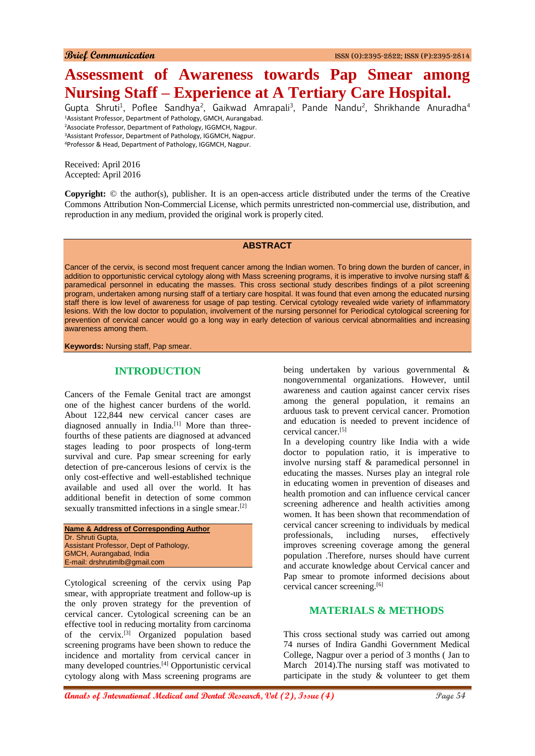Brief Communication

# Assessment of Awareness towards Pap Smear among Nursing Staff – Experience at A Tertiary Care Hospital.

Gupta Shruti[1], Poflee Sandhya[2], Gaikwad Amrapali[3], Pande Nandu[2], Shrikhande Anuradha[4]

[1]Assistant Professor, Department of Pathology, GMCH, Aurangabad.
[2]Associate Professor, Department of Pathology, IGGMCH, Nagpur.
[3]Assistant Professor, Department of Pathology, IGGMCH, Nagpur.
[4]Professor & Head, Department of Pathology, IGGMCH, Nagpur.

Received: April 2016
Accepted: April 2016

**Copyright:** © the author(s), publisher. It is an open-access article distributed under the terms of the Creative Commons Attribution Non-Commercial License, which permits unrestricted non-commercial use, distribution, and reproduction in any medium, provided the original work is properly cited.

## ABSTRACT

Cancer of the cervix, is second most frequent cancer among the Indian women. To bring down the burden of cancer, in addition to opportunistic cervical cytology along with Mass screening programs, it is imperative to involve nursing staff & paramedical personnel in educating the masses. This cross sectional study describes findings of a pilot screening program, undertaken among nursing staff of a tertiary care hospital. It was found that even among the educated nursing staff there is low level of awareness for usage of pap testing. Cervical cytology revealed wide variety of inflammatory lesions. With the low doctor to population, involvement of the nursing personnel for Periodical cytological screening for prevention of cervical cancer would go a long way in early detection of various cervical abnormalities and increasing awareness among them.

**Keywords:** Nursing staff, Pap smear.

## INTRODUCTION

Cancers of the Female Genital tract are amongst one of the highest cancer burdens of the world. About 122,844 new cervical cancer cases are diagnosed annually in India.[1] More than three-fourths of these patients are diagnosed at advanced stages leading to poor prospects of long-term survival and cure. Pap smear screening for early detection of pre-cancerous lesions of cervix is the only cost-effective and well-established technique available and used all over the world. It has additional benefit in detection of some common sexually transmitted infections in a single smear.[2]

**Name & Address of Corresponding Author**
Dr. Shruti Gupta,
Assistant Professor, Dept of Pathology,
GMCH, Aurangabad, India
E-mail: drshrutimlb@gmail.com

Cytological screening of the cervix using Pap smear, with appropriate treatment and follow-up is the only proven strategy for the prevention of cervical cancer. Cytological screening can be an effective tool in reducing mortality from carcinoma of the cervix.[3] Organized population based screening programs have been shown to reduce the incidence and mortality from cervical cancer in many developed countries.[4] Opportunistic cervical cytology along with Mass screening programs are being undertaken by various governmental & nongovernmental organizations. However, until awareness and caution against cancer cervix rises among the general population, it remains an arduous task to prevent cervical cancer. Promotion and education is needed to prevent incidence of cervical cancer.[5]

In a developing country like India with a wide doctor to population ratio, it is imperative to involve nursing staff & paramedical personnel in educating the masses. Nurses play an integral role in educating women in prevention of diseases and health promotion and can influence cervical cancer screening adherence and health activities among women. It has been shown that recommendation of cervical cancer screening to individuals by medical professionals, including nurses, effectively improves screening coverage among the general population .Therefore, nurses should have current and accurate knowledge about Cervical cancer and Pap smear to promote informed decisions about cervical cancer screening.[6]

## MATERIALS & METHODS

This cross sectional study was carried out among 74 nurses of Indira Gandhi Government Medical College, Nagpur over a period of 3 months ( Jan to March 2014).The nursing staff was motivated to participate in the study & volunteer to get them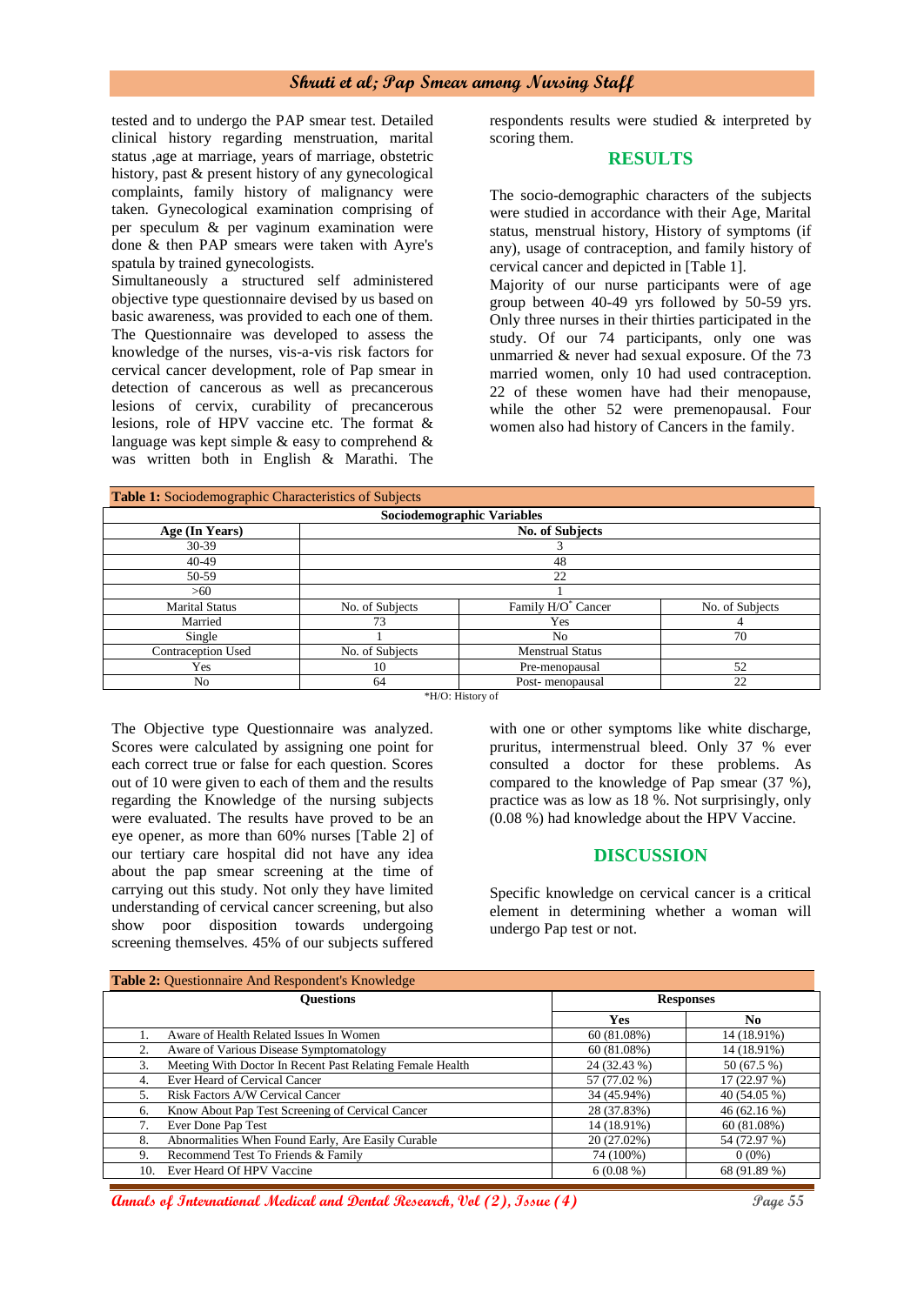tested and to undergo the PAP smear test. Detailed clinical history regarding menstruation, marital status ,age at marriage, years of marriage, obstetric history, past & present history of any gynecological complaints, family history of malignancy were taken. Gynecological examination comprising of per speculum & per vaginum examination were done & then PAP smears were taken with Ayre's spatula by trained gynecologists.

Simultaneously a structured self administered objective type questionnaire devised by us based on basic awareness, was provided to each one of them. The Questionnaire was developed to assess the knowledge of the nurses, vis-a-vis risk factors for cervical cancer development, role of Pap smear in detection of cancerous as well as precancerous lesions of cervix, curability of precancerous lesions, role of HPV vaccine etc. The format & language was kept simple & easy to comprehend & was written both in English & Marathi. The respondents results were studied & interpreted by scoring them.

## RESULTS

The socio-demographic characters of the subjects were studied in accordance with their Age, Marital status, menstrual history, History of symptoms (if any), usage of contraception, and family history of cervical cancer and depicted in [Table 1].

Majority of our nurse participants were of age group between 40-49 yrs followed by 50-59 yrs. Only three nurses in their thirties participated in the study. Of our 74 participants, only one was unmarried & never had sexual exposure. Of the 73 married women, only 10 had used contraception. 22 of these women have had their menopause, while the other 52 were premenopausal. Four women also had history of Cancers in the family.

**Table 1:** Sociodemographic Characteristics of Subjects

| Sociodemographic Variables | | | |
|---|---|---|---|
| **Age (In Years)** | **No. of Subjects** | | |
| 30-39 | 3 | | |
| 40-49 | 48 | | |
| 50-59 | 22 | | |
| >60 | 1 | | |
| Marital Status | No. of Subjects | Family H/O* Cancer | No. of Subjects |
| Married | 73 | Yes | 4 |
| Single | 1 | No | 70 |
| Contraception Used | No. of Subjects | Menstrual Status | |
| Yes | 10 | Pre-menopausal | 52 |
| No | 64 | Post- menopausal | 22 |

*H/O: History of

The Objective type Questionnaire was analyzed. Scores were calculated by assigning one point for each correct true or false for each question. Scores out of 10 were given to each of them and the results regarding the Knowledge of the nursing subjects were evaluated. The results have proved to be an eye opener, as more than 60% nurses [Table 2] of our tertiary care hospital did not have any idea about the pap smear screening at the time of carrying out this study. Not only they have limited understanding of cervical cancer screening, but also show poor disposition towards undergoing screening themselves. 45% of our subjects suffered with one or other symptoms like white discharge, pruritus, intermenstrual bleed. Only 37 % ever consulted a doctor for these problems. As compared to the knowledge of Pap smear (37 %), practice was as low as 18 %. Not surprisingly, only (0.08 %) had knowledge about the HPV Vaccine.

## DISCUSSION

Specific knowledge on cervical cancer is a critical element in determining whether a woman will undergo Pap test or not.

**Table 2:** Questionnaire And Respondent's Knowledge

| Questions | Responses | |
|---|---|---|
| | **Yes** | **No** |
| 1. Aware of Health Related Issues In Women | 60 (81.08%) | 14 (18.91%) |
| 2. Aware of Various Disease Symptomatology | 60 (81.08%) | 14 (18.91%) |
| 3. Meeting With Doctor In Recent Past Relating Female Health | 24 (32.43 %) | 50 (67.5 %) |
| 4. Ever Heard of Cervical Cancer | 57 (77.02 %) | 17 (22.97 %) |
| 5. Risk Factors A/W Cervical Cancer | 34 (45.94%) | 40 (54.05 %) |
| 6. Know About Pap Test Screening of Cervical Cancer | 28 (37.83%) | 46 (62.16 %) |
| 7. Ever Done Pap Test | 14 (18.91%) | 60 (81.08%) |
| 8. Abnormalities When Found Early, Are Easily Curable | 20 (27.02%) | 54 (72.97 %) |
| 9. Recommend Test To Friends & Family | 74 (100%) | 0 (0%) |
| 10. Ever Heard Of HPV Vaccine | 6 (0.08 %) | 68 (91.89 %) |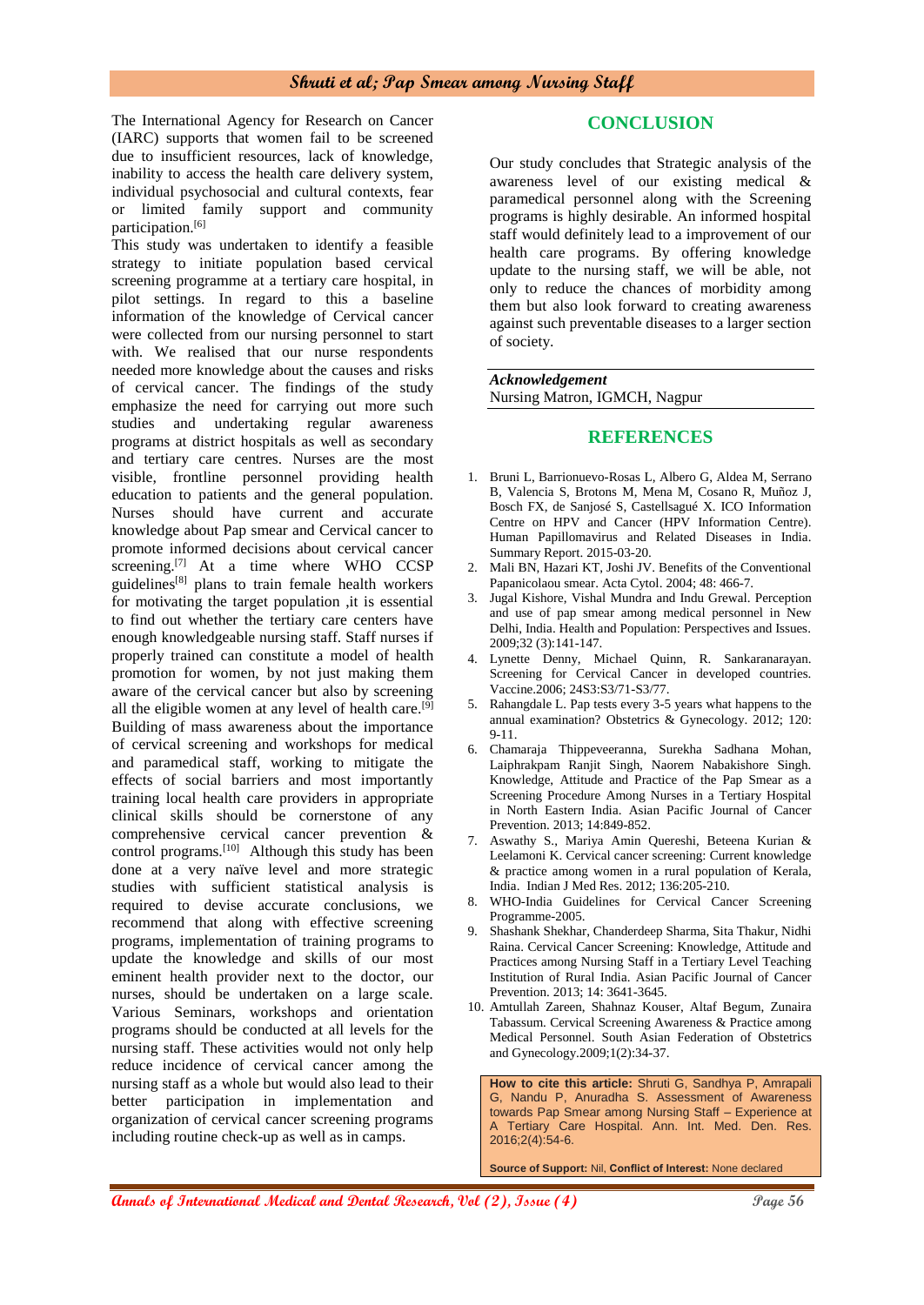The International Agency for Research on Cancer (IARC) supports that women fail to be screened due to insufficient resources, lack of knowledge, inability to access the health care delivery system, individual psychosocial and cultural contexts, fear or limited family support and community participation.[6]

This study was undertaken to identify a feasible strategy to initiate population based cervical screening programme at a tertiary care hospital, in pilot settings. In regard to this a baseline information of the knowledge of Cervical cancer were collected from our nursing personnel to start with. We realised that our nurse respondents needed more knowledge about the causes and risks of cervical cancer. The findings of the study emphasize the need for carrying out more such studies and undertaking regular awareness programs at district hospitals as well as secondary and tertiary care centres. Nurses are the most visible, frontline personnel providing health education to patients and the general population. Nurses should have current and accurate knowledge about Pap smear and Cervical cancer to promote informed decisions about cervical cancer screening.[7] At a time where WHO CCSP guidelines[8] plans to train female health workers for motivating the target population ,it is essential to find out whether the tertiary care centers have enough knowledgeable nursing staff. Staff nurses if properly trained can constitute a model of health promotion for women, by not just making them aware of the cervical cancer but also by screening all the eligible women at any level of health care.[9] Building of mass awareness about the importance of cervical screening and workshops for medical and paramedical staff, working to mitigate the effects of social barriers and most importantly training local health care providers in appropriate clinical skills should be cornerstone of any comprehensive cervical cancer prevention & control programs.[10] Although this study has been done at a very naïve level and more strategic studies with sufficient statistical analysis is required to devise accurate conclusions, we recommend that along with effective screening programs, implementation of training programs to update the knowledge and skills of our most eminent health provider next to the doctor, our nurses, should be undertaken on a large scale. Various Seminars, workshops and orientation programs should be conducted at all levels for the nursing staff. These activities would not only help reduce incidence of cervical cancer among the nursing staff as a whole but would also lead to their better participation in implementation and organization of cervical cancer screening programs including routine check-up as well as in camps.

## CONCLUSION

Our study concludes that Strategic analysis of the awareness level of our existing medical & paramedical personnel along with the Screening programs is highly desirable. An informed hospital staff would definitely lead to a improvement of our health care programs. By offering knowledge update to the nursing staff, we will be able, not only to reduce the chances of morbidity among them but also look forward to creating awareness against such preventable diseases to a larger section of society.

***Acknowledgement***

Nursing Matron, IGMCH, Nagpur

## REFERENCES

1. Bruni L, Barrionuevo-Rosas L, Albero G, Aldea M, Serrano B, Valencia S, Brotons M, Mena M, Cosano R, Muñoz J, Bosch FX, de Sanjosé S, Castellsagué X. ICO Information Centre on HPV and Cancer (HPV Information Centre). Human Papillomavirus and Related Diseases in India. Summary Report. 2015-03-20.
2. Mali BN, Hazari KT, Joshi JV. Benefits of the Conventional Papanicolaou smear. Acta Cytol. 2004; 48: 466-7.
3. Jugal Kishore, Vishal Mundra and Indu Grewal. Perception and use of pap smear among medical personnel in New Delhi, India. Health and Population: Perspectives and Issues. 2009;32 (3):141-147.
4. Lynette Denny, Michael Quinn, R. Sankaranarayan. Screening for Cervical Cancer in developed countries. Vaccine.2006; 24S3:S3/71-S3/77.
5. Rahangdale L. Pap tests every 3-5 years what happens to the annual examination? Obstetrics & Gynecology. 2012; 120: 9-11.
6. Chamaraja Thippeveeranna, Surekha Sadhana Mohan, Laiphrakpam Ranjit Singh, Naorem Nabakishore Singh. Knowledge, Attitude and Practice of the Pap Smear as a Screening Procedure Among Nurses in a Tertiary Hospital in North Eastern India. Asian Pacific Journal of Cancer Prevention. 2013; 14:849-852.
7. Aswathy S., Mariya Amin Quereshi, Beteena Kurian & Leelamoni K. Cervical cancer screening: Current knowledge & practice among women in a rural population of Kerala, India. Indian J Med Res. 2012; 136:205-210.
8. WHO-India Guidelines for Cervical Cancer Screening Programme-2005.
9. Shashank Shekhar, Chanderdeep Sharma, Sita Thakur, Nidhi Raina. Cervical Cancer Screening: Knowledge, Attitude and Practices among Nursing Staff in a Tertiary Level Teaching Institution of Rural India. Asian Pacific Journal of Cancer Prevention. 2013; 14: 3641-3645.
10. Amtullah Zareen, Shahnaz Kouser, Altaf Begum, Zunaira Tabassum. Cervical Screening Awareness & Practice among Medical Personnel. South Asian Federation of Obstetrics and Gynecology.2009;1(2):34-37.

**How to cite this article:** Shruti G, Sandhya P, Amrapali G, Nandu P, Anuradha S. Assessment of Awareness towards Pap Smear among Nursing Staff – Experience at A Tertiary Care Hospital. Ann. Int. Med. Den. Res. 2016;2(4):54-6.

**Source of Support:** Nil, **Conflict of Interest:** None declared